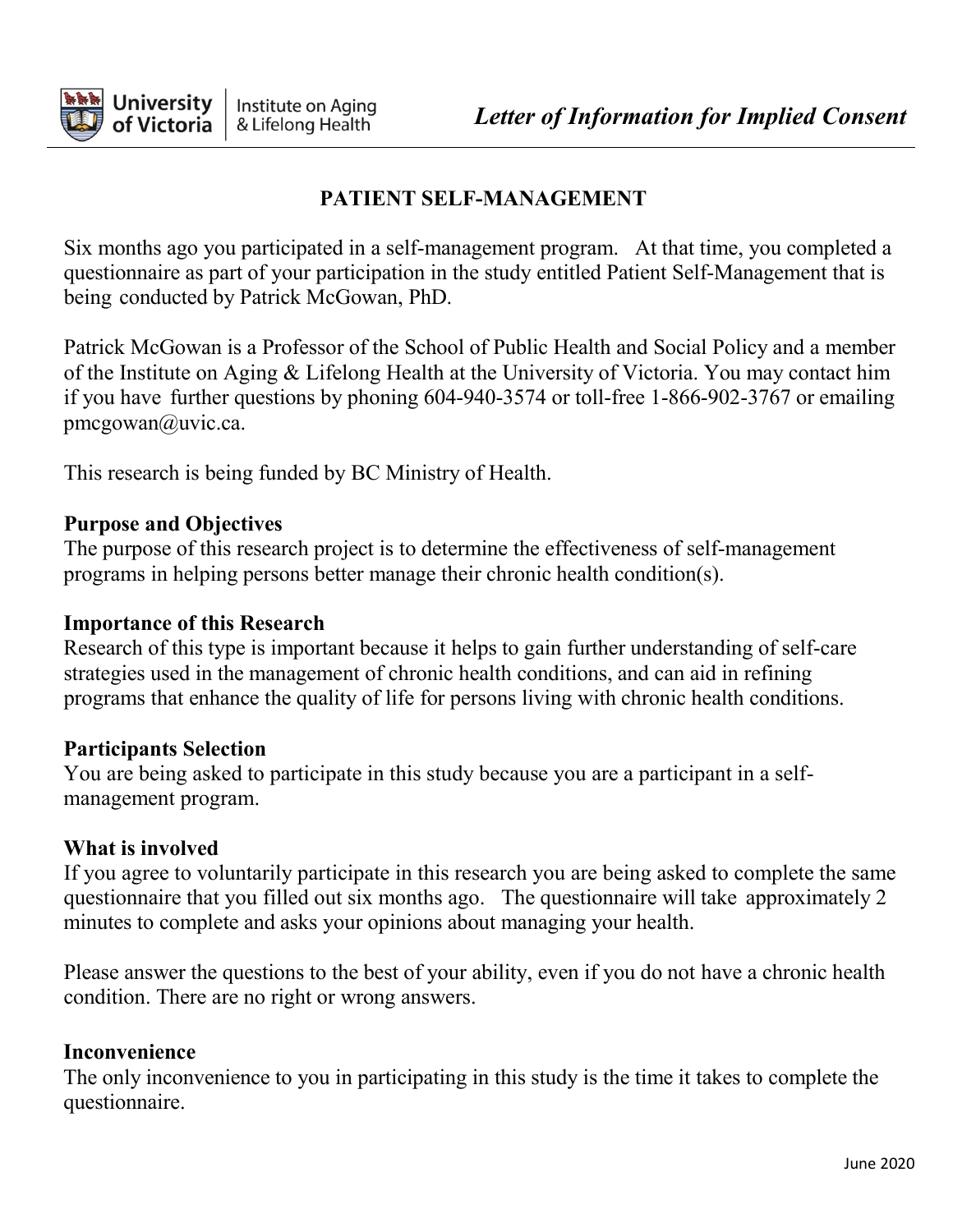University of Victoria | Institute on Aging & Lifelong Health

*Letter of Information for Implied Consent*

## PATIENT SELF-MANAGEMENT

Six months ago you participated in a self-management program. At that time, you completed a questionnaire as part of your participation in the study entitled Patient Self-Management that is being conducted by Patrick McGowan, PhD.

Patrick McGowan is a Professor of the School of Public Health and Social Policy and a member of the Institute on Aging & Lifelong Health at the University of Victoria. You may contact him if you have further questions by phoning 604-940-3574 or toll-free 1-866-902-3767 or emailing pmcgowan@uvic.ca.

This research is being funded by BC Ministry of Health.

**Purpose and Objectives**
The purpose of this research project is to determine the effectiveness of self-management programs in helping persons better manage their chronic health condition(s).

**Importance of this Research**
Research of this type is important because it helps to gain further understanding of self-care strategies used in the management of chronic health conditions, and can aid in refining programs that enhance the quality of life for persons living with chronic health conditions.

**Participants Selection**
You are being asked to participate in this study because you are a participant in a self-management program.

**What is involved**
If you agree to voluntarily participate in this research you are being asked to complete the same questionnaire that you filled out six months ago. The questionnaire will take approximately 2 minutes to complete and asks your opinions about managing your health.

Please answer the questions to the best of your ability, even if you do not have a chronic health condition. There are no right or wrong answers.

**Inconvenience**
The only inconvenience to you in participating in this study is the time it takes to complete the questionnaire.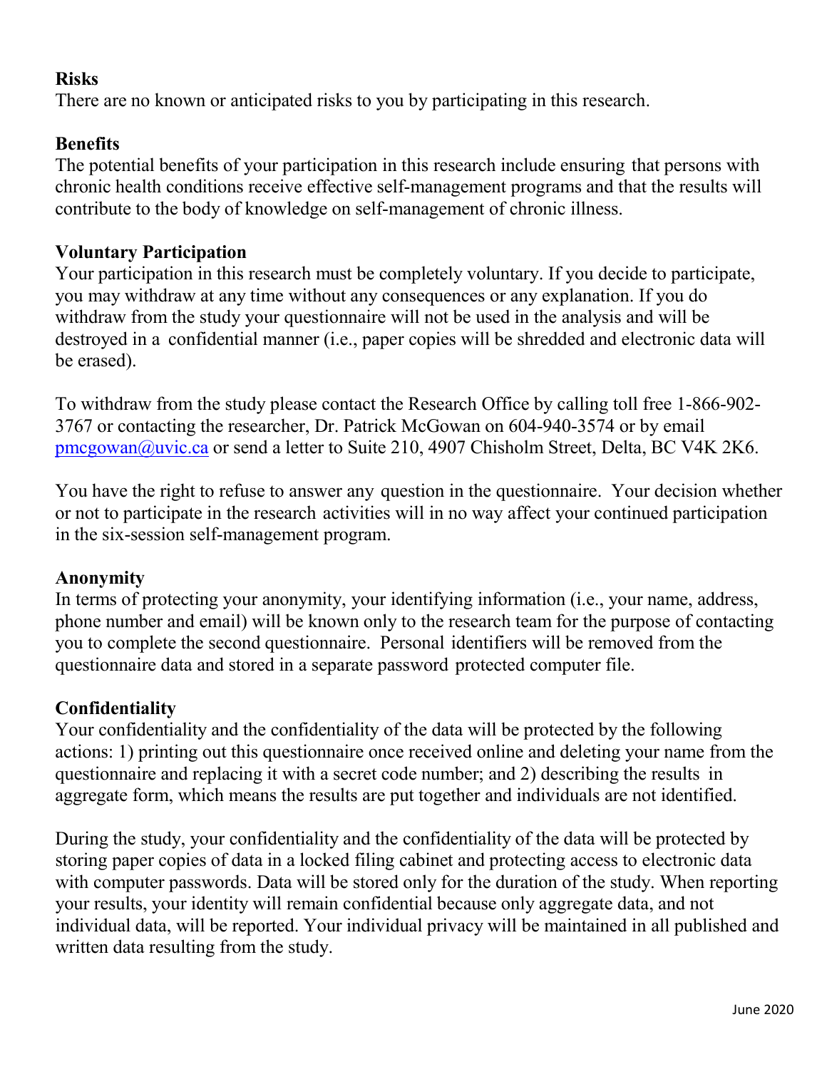**Risks**

There are no known or anticipated risks to you by participating in this research.

**Benefits**

The potential benefits of your participation in this research include ensuring that persons with chronic health conditions receive effective self-management programs and that the results will contribute to the body of knowledge on self-management of chronic illness.

**Voluntary Participation**

Your participation in this research must be completely voluntary. If you decide to participate, you may withdraw at any time without any consequences or any explanation. If you do withdraw from the study your questionnaire will not be used in the analysis and will be destroyed in a confidential manner (i.e., paper copies will be shredded and electronic data will be erased).

To withdraw from the study please contact the Research Office by calling toll free 1-866-902-3767 or contacting the researcher, Dr. Patrick McGowan on 604-940-3574 or by email pmcgowan@uvic.ca or send a letter to Suite 210, 4907 Chisholm Street, Delta, BC V4K 2K6.

You have the right to refuse to answer any question in the questionnaire. Your decision whether or not to participate in the research activities will in no way affect your continued participation in the six-session self-management program.

**Anonymity**

In terms of protecting your anonymity, your identifying information (i.e., your name, address, phone number and email) will be known only to the research team for the purpose of contacting you to complete the second questionnaire. Personal identifiers will be removed from the questionnaire data and stored in a separate password protected computer file.

**Confidentiality**

Your confidentiality and the confidentiality of the data will be protected by the following actions: 1) printing out this questionnaire once received online and deleting your name from the questionnaire and replacing it with a secret code number; and 2) describing the results in aggregate form, which means the results are put together and individuals are not identified.

During the study, your confidentiality and the confidentiality of the data will be protected by storing paper copies of data in a locked filing cabinet and protecting access to electronic data with computer passwords. Data will be stored only for the duration of the study. When reporting your results, your identity will remain confidential because only aggregate data, and not individual data, will be reported. Your individual privacy will be maintained in all published and written data resulting from the study.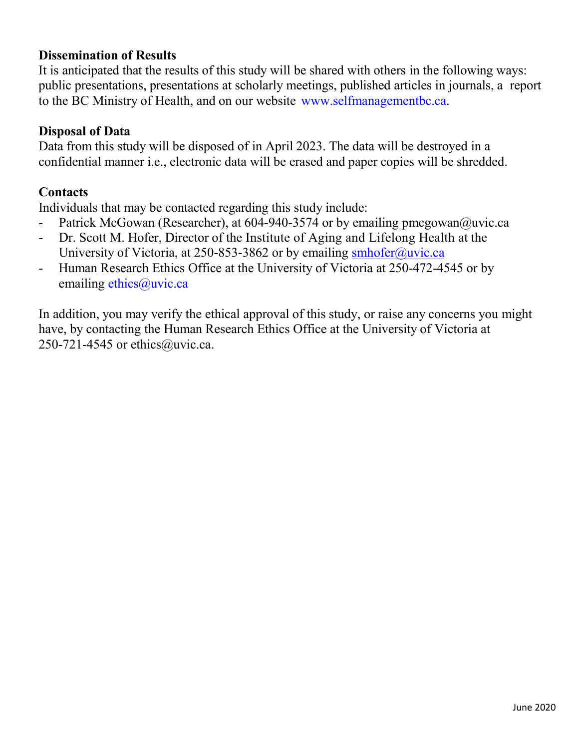**Dissemination of Results**

It is anticipated that the results of this study will be shared with others in the following ways: public presentations, presentations at scholarly meetings, published articles in journals, a report to the BC Ministry of Health, and on our website www.selfmanagementbc.ca.

**Disposal of Data**

Data from this study will be disposed of in April 2023. The data will be destroyed in a confidential manner i.e., electronic data will be erased and paper copies will be shredded.

**Contacts**

Individuals that may be contacted regarding this study include:

- Patrick McGowan (Researcher), at 604-940-3574 or by emailing pmcgowan@uvic.ca
- Dr. Scott M. Hofer, Director of the Institute of Aging and Lifelong Health at the University of Victoria, at 250-853-3862 or by emailing smhofer@uvic.ca
- Human Research Ethics Office at the University of Victoria at 250-472-4545 or by emailing ethics@uvic.ca

In addition, you may verify the ethical approval of this study, or raise any concerns you might have, by contacting the Human Research Ethics Office at the University of Victoria at 250-721-4545 or ethics@uvic.ca.

June 2020